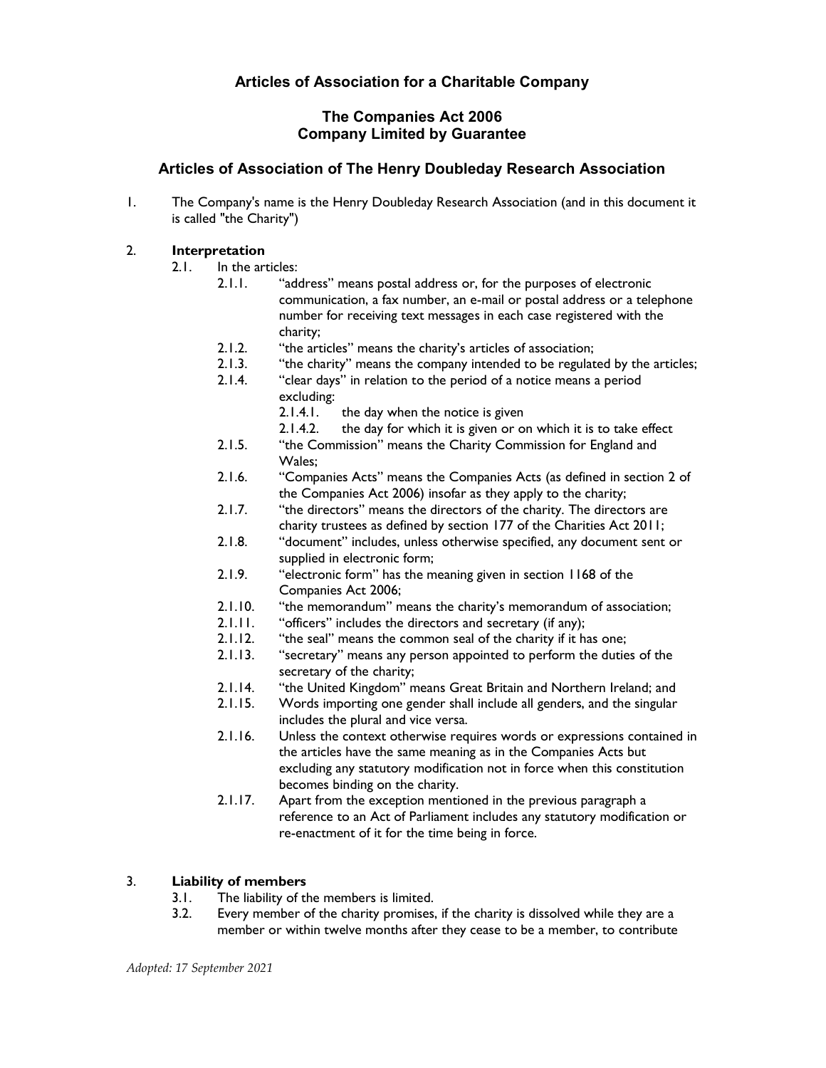# Articles of Association for a Charitable Company

## The Companies Act 2006
## Company Limited by Guarantee

## Articles of Association of The Henry Doubleday Research Association

1. The Company's name is the Henry Doubleday Research Association (and in this document it is called "the Charity")

2. **Interpretation**
   - 2.1. In the articles:
     - 2.1.1. "address" means postal address or, for the purposes of electronic communication, a fax number, an e-mail or postal address or a telephone number for receiving text messages in each case registered with the charity;
     - 2.1.2. "the articles" means the charity's articles of association;
     - 2.1.3. "the charity" means the company intended to be regulated by the articles;
     - 2.1.4. "clear days" in relation to the period of a notice means a period excluding:
       - 2.1.4.1. the day when the notice is given
       - 2.1.4.2. the day for which it is given or on which it is to take effect
     - 2.1.5. "the Commission" means the Charity Commission for England and Wales;
     - 2.1.6. "Companies Acts" means the Companies Acts (as defined in section 2 of the Companies Act 2006) insofar as they apply to the charity;
     - 2.1.7. "the directors" means the directors of the charity. The directors are charity trustees as defined by section 177 of the Charities Act 2011;
     - 2.1.8. "document" includes, unless otherwise specified, any document sent or supplied in electronic form;
     - 2.1.9. "electronic form" has the meaning given in section 1168 of the Companies Act 2006;
     - 2.1.10. "the memorandum" means the charity's memorandum of association;
     - 2.1.11. "officers" includes the directors and secretary (if any);
     - 2.1.12. "the seal" means the common seal of the charity if it has one;
     - 2.1.13. "secretary" means any person appointed to perform the duties of the secretary of the charity;
     - 2.1.14. "the United Kingdom" means Great Britain and Northern Ireland; and
     - 2.1.15. Words importing one gender shall include all genders, and the singular includes the plural and vice versa.
     - 2.1.16. Unless the context otherwise requires words or expressions contained in the articles have the same meaning as in the Companies Acts but excluding any statutory modification not in force when this constitution becomes binding on the charity.
     - 2.1.17. Apart from the exception mentioned in the previous paragraph a reference to an Act of Parliament includes any statutory modification or re-enactment of it for the time being in force.

3. **Liability of members**
   - 3.1. The liability of the members is limited.
   - 3.2. Every member of the charity promises, if the charity is dissolved while they are a member or within twelve months after they cease to be a member, to contribute

*Adopted: 17 September 2021*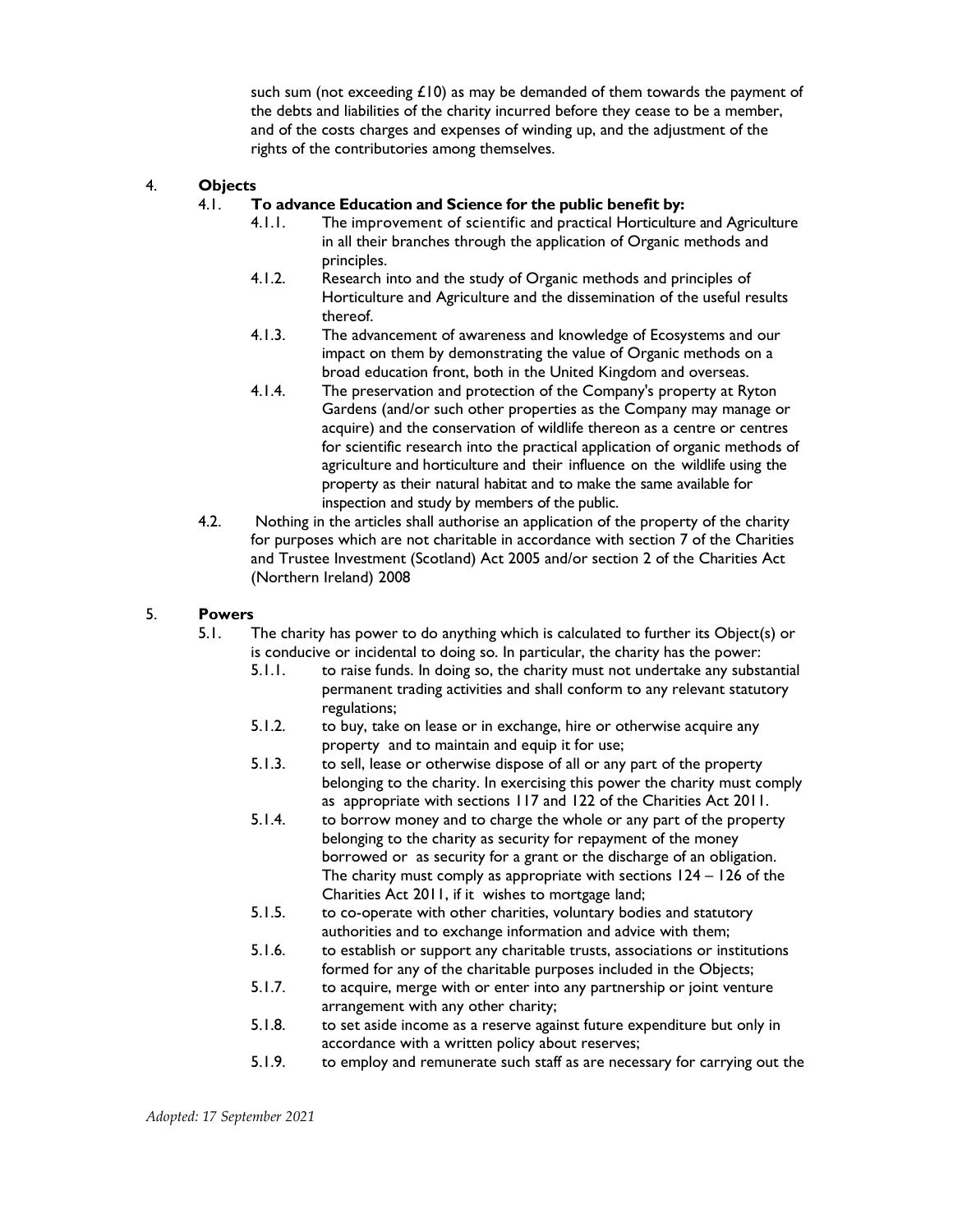such sum (not exceeding £10) as may be demanded of them towards the payment of the debts and liabilities of the charity incurred before they cease to be a member, and of the costs charges and expenses of winding up, and the adjustment of the rights of the contributories among themselves.

## 4. Objects

### 4.1. To advance Education and Science for the public benefit by:

- 4.1.1. The improvement of scientific and practical Horticulture and Agriculture in all their branches through the application of Organic methods and principles.
- 4.1.2. Research into and the study of Organic methods and principles of Horticulture and Agriculture and the dissemination of the useful results thereof.
- 4.1.3. The advancement of awareness and knowledge of Ecosystems and our impact on them by demonstrating the value of Organic methods on a broad education front, both in the United Kingdom and overseas.
- 4.1.4. The preservation and protection of the Company's property at Ryton Gardens (and/or such other properties as the Company may manage or acquire) and the conservation of wildlife thereon as a centre or centres for scientific research into the practical application of organic methods of agriculture and horticulture and their influence on the wildlife using the property as their natural habitat and to make the same available for inspection and study by members of the public.

4.2. Nothing in the articles shall authorise an application of the property of the charity for purposes which are not charitable in accordance with section 7 of the Charities and Trustee Investment (Scotland) Act 2005 and/or section 2 of the Charities Act (Northern Ireland) 2008

## 5. Powers

5.1. The charity has power to do anything which is calculated to further its Object(s) or is conducive or incidental to doing so. In particular, the charity has the power:

- 5.1.1. to raise funds. In doing so, the charity must not undertake any substantial permanent trading activities and shall conform to any relevant statutory regulations;
- 5.1.2. to buy, take on lease or in exchange, hire or otherwise acquire any property and to maintain and equip it for use;
- 5.1.3. to sell, lease or otherwise dispose of all or any part of the property belonging to the charity. In exercising this power the charity must comply as appropriate with sections 117 and 122 of the Charities Act 2011.
- 5.1.4. to borrow money and to charge the whole or any part of the property belonging to the charity as security for repayment of the money borrowed or as security for a grant or the discharge of an obligation. The charity must comply as appropriate with sections 124 – 126 of the Charities Act 2011, if it wishes to mortgage land;
- 5.1.5. to co-operate with other charities, voluntary bodies and statutory authorities and to exchange information and advice with them;
- 5.1.6. to establish or support any charitable trusts, associations or institutions formed for any of the charitable purposes included in the Objects;
- 5.1.7. to acquire, merge with or enter into any partnership or joint venture arrangement with any other charity;
- 5.1.8. to set aside income as a reserve against future expenditure but only in accordance with a written policy about reserves;
- 5.1.9. to employ and remunerate such staff as are necessary for carrying out the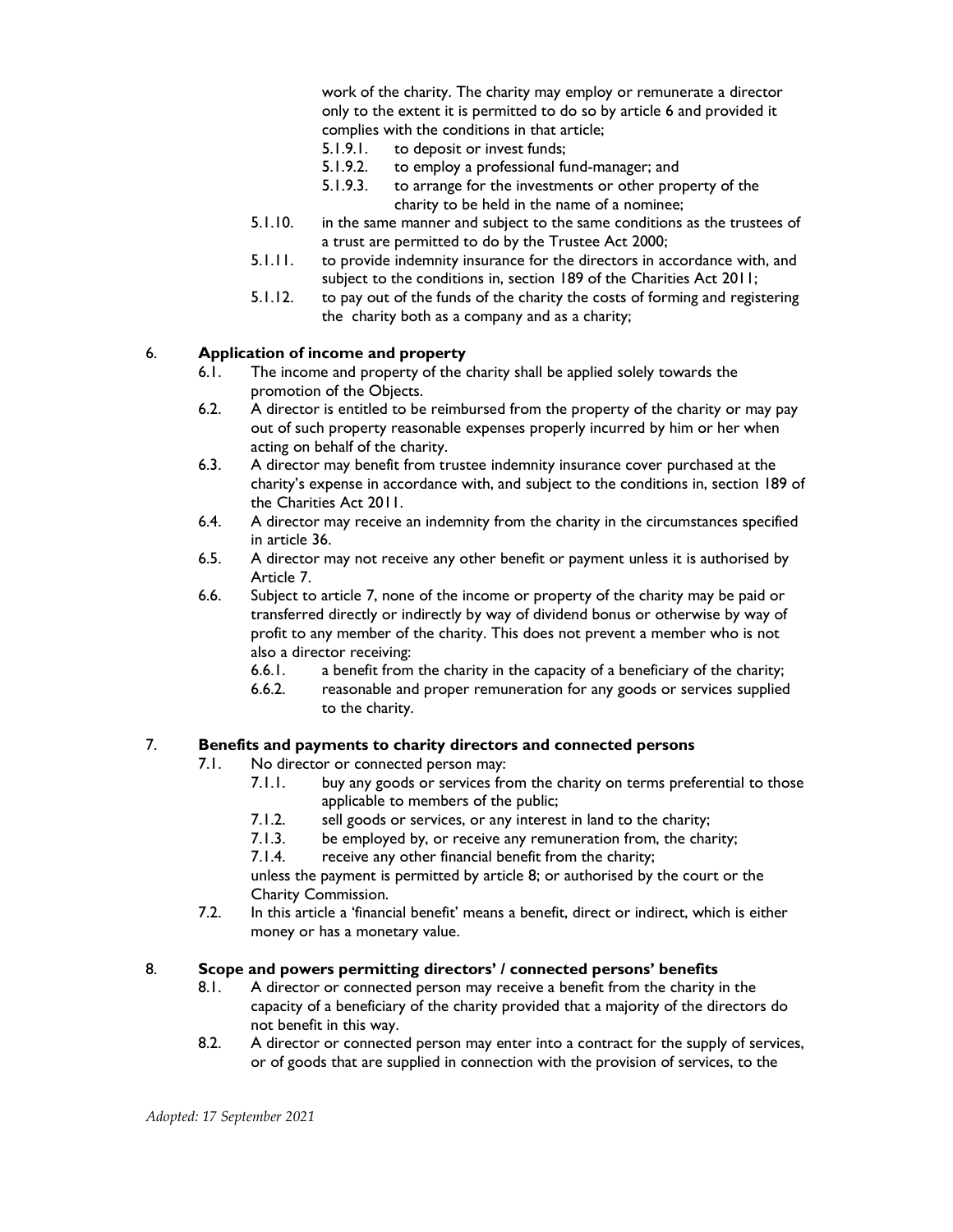work of the charity. The charity may employ or remunerate a director only to the extent it is permitted to do so by article 6 and provided it complies with the conditions in that article;

- 5.1.9.1. to deposit or invest funds;
- 5.1.9.2. to employ a professional fund-manager; and
- 5.1.9.3. to arrange for the investments or other property of the charity to be held in the name of a nominee;

5.1.10. in the same manner and subject to the same conditions as the trustees of a trust are permitted to do by the Trustee Act 2000;

5.1.11. to provide indemnity insurance for the directors in accordance with, and subject to the conditions in, section 189 of the Charities Act 2011;

5.1.12. to pay out of the funds of the charity the costs of forming and registering the charity both as a company and as a charity;

## 6. Application of income and property

6.1. The income and property of the charity shall be applied solely towards the promotion of the Objects.

6.2. A director is entitled to be reimbursed from the property of the charity or may pay out of such property reasonable expenses properly incurred by him or her when acting on behalf of the charity.

6.3. A director may benefit from trustee indemnity insurance cover purchased at the charity's expense in accordance with, and subject to the conditions in, section 189 of the Charities Act 2011.

6.4. A director may receive an indemnity from the charity in the circumstances specified in article 36.

6.5. A director may not receive any other benefit or payment unless it is authorised by Article 7.

6.6. Subject to article 7, none of the income or property of the charity may be paid or transferred directly or indirectly by way of dividend bonus or otherwise by way of profit to any member of the charity. This does not prevent a member who is not also a director receiving:

- 6.6.1. a benefit from the charity in the capacity of a beneficiary of the charity;
- 6.6.2. reasonable and proper remuneration for any goods or services supplied to the charity.

## 7. Benefits and payments to charity directors and connected persons

7.1. No director or connected person may:

- 7.1.1. buy any goods or services from the charity on terms preferential to those applicable to members of the public;
- 7.1.2. sell goods or services, or any interest in land to the charity;
- 7.1.3. be employed by, or receive any remuneration from, the charity;
- 7.1.4. receive any other financial benefit from the charity;

unless the payment is permitted by article 8; or authorised by the court or the Charity Commission.

7.2. In this article a 'financial benefit' means a benefit, direct or indirect, which is either money or has a monetary value.

## 8. Scope and powers permitting directors' / connected persons' benefits

8.1. A director or connected person may receive a benefit from the charity in the capacity of a beneficiary of the charity provided that a majority of the directors do not benefit in this way.

8.2. A director or connected person may enter into a contract for the supply of services, or of goods that are supplied in connection with the provision of services, to the

*Adopted: 17 September 2021*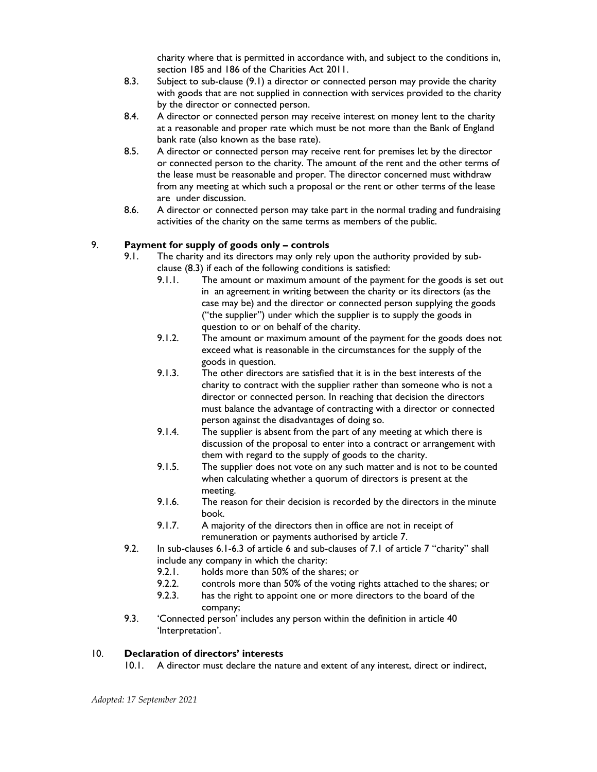charity where that is permitted in accordance with, and subject to the conditions in, section 185 and 186 of the Charities Act 2011.

8.3. Subject to sub-clause (9.1) a director or connected person may provide the charity with goods that are not supplied in connection with services provided to the charity by the director or connected person.

8.4. A director or connected person may receive interest on money lent to the charity at a reasonable and proper rate which must be not more than the Bank of England bank rate (also known as the base rate).

8.5. A director or connected person may receive rent for premises let by the director or connected person to the charity. The amount of the rent and the other terms of the lease must be reasonable and proper. The director concerned must withdraw from any meeting at which such a proposal or the rent or other terms of the lease are under discussion.

8.6. A director or connected person may take part in the normal trading and fundraising activities of the charity on the same terms as members of the public.

## 9. **Payment for supply of goods only – controls**

9.1. The charity and its directors may only rely upon the authority provided by sub-clause (8.3) if each of the following conditions is satisfied:

9.1.1. The amount or maximum amount of the payment for the goods is set out in an agreement in writing between the charity or its directors (as the case may be) and the director or connected person supplying the goods ("the supplier") under which the supplier is to supply the goods in question to or on behalf of the charity.

9.1.2. The amount or maximum amount of the payment for the goods does not exceed what is reasonable in the circumstances for the supply of the goods in question.

9.1.3. The other directors are satisfied that it is in the best interests of the charity to contract with the supplier rather than someone who is not a director or connected person. In reaching that decision the directors must balance the advantage of contracting with a director or connected person against the disadvantages of doing so.

9.1.4. The supplier is absent from the part of any meeting at which there is discussion of the proposal to enter into a contract or arrangement with them with regard to the supply of goods to the charity.

9.1.5. The supplier does not vote on any such matter and is not to be counted when calculating whether a quorum of directors is present at the meeting.

9.1.6. The reason for their decision is recorded by the directors in the minute book.

9.1.7. A majority of the directors then in office are not in receipt of remuneration or payments authorised by article 7.

9.2. In sub-clauses 6.1-6.3 of article 6 and sub-clauses of 7.1 of article 7 "charity" shall include any company in which the charity:

9.2.1. holds more than 50% of the shares; or

9.2.2. controls more than 50% of the voting rights attached to the shares; or

9.2.3. has the right to appoint one or more directors to the board of the company;

9.3. 'Connected person' includes any person within the definition in article 40 'Interpretation'.

## 10. **Declaration of directors' interests**

10.1. A director must declare the nature and extent of any interest, direct or indirect,

*Adopted: 17 September 2021*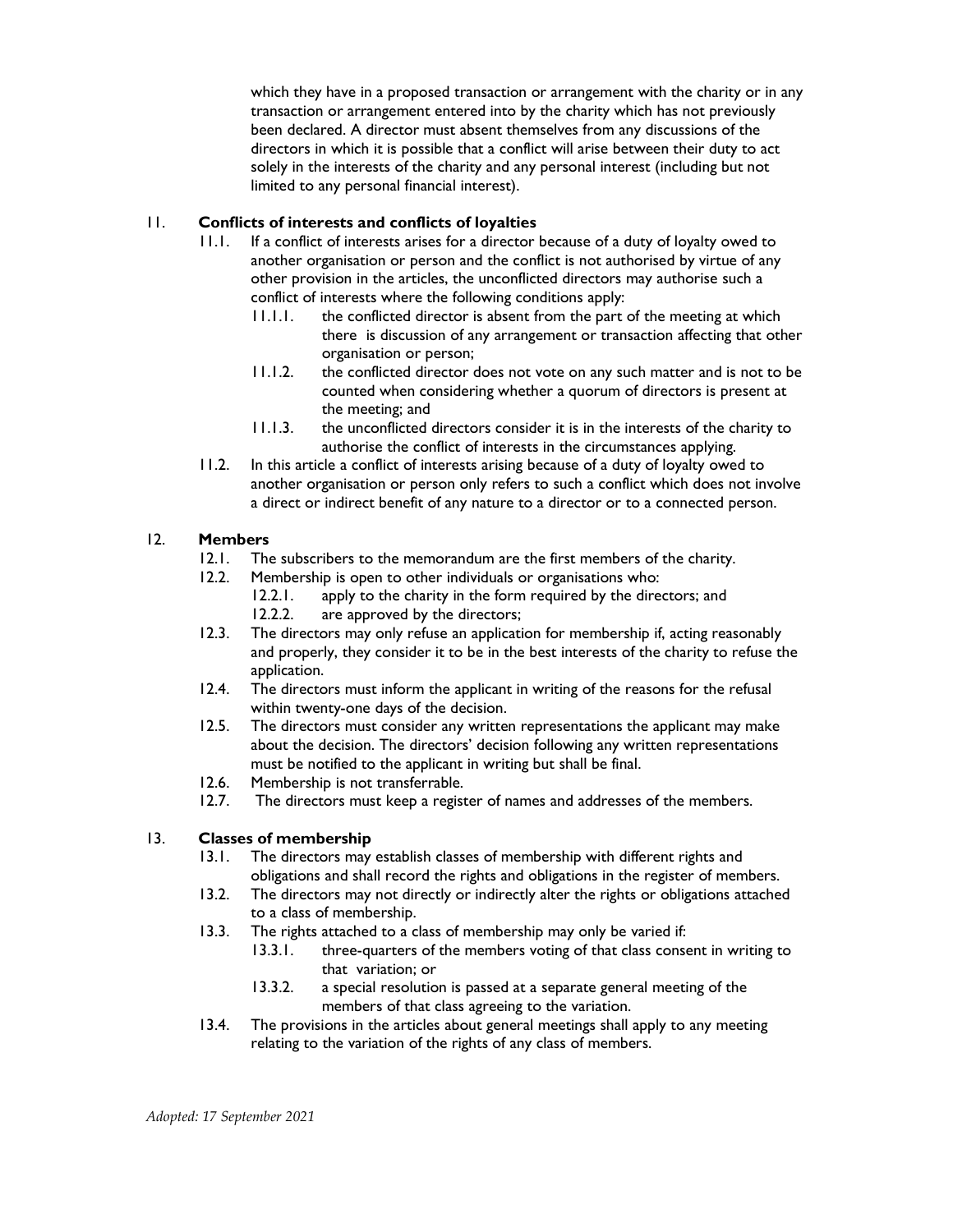which they have in a proposed transaction or arrangement with the charity or in any transaction or arrangement entered into by the charity which has not previously been declared. A director must absent themselves from any discussions of the directors in which it is possible that a conflict will arise between their duty to act solely in the interests of the charity and any personal interest (including but not limited to any personal financial interest).

## 11. Conflicts of interests and conflicts of loyalties

11.1. If a conflict of interests arises for a director because of a duty of loyalty owed to another organisation or person and the conflict is not authorised by virtue of any other provision in the articles, the unconflicted directors may authorise such a conflict of interests where the following conditions apply:

- 11.1.1. the conflicted director is absent from the part of the meeting at which there is discussion of any arrangement or transaction affecting that other organisation or person;
- 11.1.2. the conflicted director does not vote on any such matter and is not to be counted when considering whether a quorum of directors is present at the meeting; and
- 11.1.3. the unconflicted directors consider it is in the interests of the charity to authorise the conflict of interests in the circumstances applying.

11.2. In this article a conflict of interests arising because of a duty of loyalty owed to another organisation or person only refers to such a conflict which does not involve a direct or indirect benefit of any nature to a director or to a connected person.

## 12. Members

12.1. The subscribers to the memorandum are the first members of the charity.

12.2. Membership is open to other individuals or organisations who:

- 12.2.1. apply to the charity in the form required by the directors; and
- 12.2.2. are approved by the directors;

12.3. The directors may only refuse an application for membership if, acting reasonably and properly, they consider it to be in the best interests of the charity to refuse the application.

12.4. The directors must inform the applicant in writing of the reasons for the refusal within twenty-one days of the decision.

12.5. The directors must consider any written representations the applicant may make about the decision. The directors' decision following any written representations must be notified to the applicant in writing but shall be final.

12.6. Membership is not transferrable.

12.7. The directors must keep a register of names and addresses of the members.

## 13. Classes of membership

13.1. The directors may establish classes of membership with different rights and obligations and shall record the rights and obligations in the register of members.

13.2. The directors may not directly or indirectly alter the rights or obligations attached to a class of membership.

13.3. The rights attached to a class of membership may only be varied if:

- 13.3.1. three-quarters of the members voting of that class consent in writing to that variation; or
- 13.3.2. a special resolution is passed at a separate general meeting of the members of that class agreeing to the variation.

13.4. The provisions in the articles about general meetings shall apply to any meeting relating to the variation of the rights of any class of members.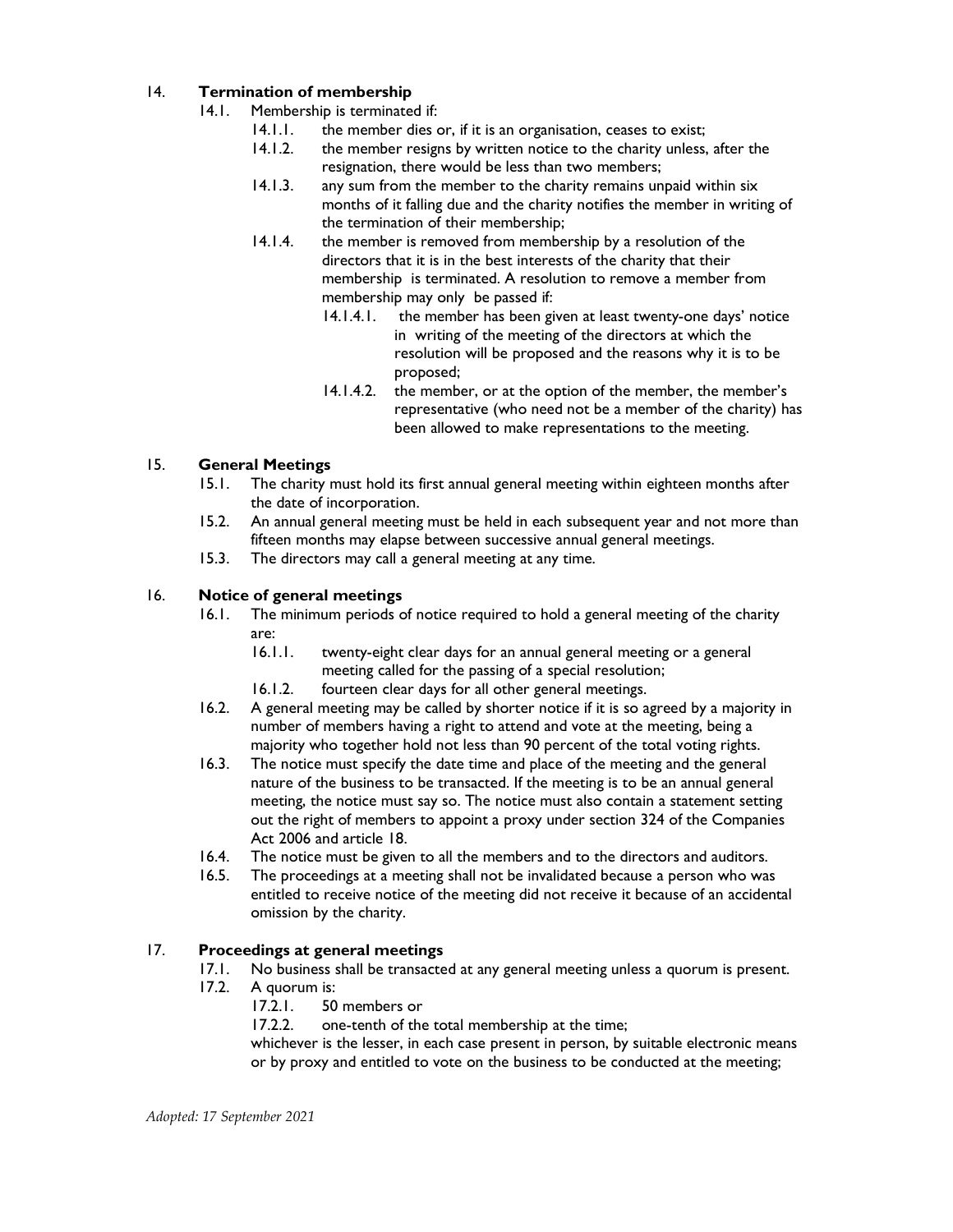## 14. **Termination of membership**

14.1. Membership is terminated if:

14.1.1. the member dies or, if it is an organisation, ceases to exist;

14.1.2. the member resigns by written notice to the charity unless, after the resignation, there would be less than two members;

14.1.3. any sum from the member to the charity remains unpaid within six months of it falling due and the charity notifies the member in writing of the termination of their membership;

14.1.4. the member is removed from membership by a resolution of the directors that it is in the best interests of the charity that their membership is terminated. A resolution to remove a member from membership may only be passed if:

14.1.4.1. the member has been given at least twenty-one days' notice in writing of the meeting of the directors at which the resolution will be proposed and the reasons why it is to be proposed;

14.1.4.2. the member, or at the option of the member, the member's representative (who need not be a member of the charity) has been allowed to make representations to the meeting.

## 15. **General Meetings**

15.1. The charity must hold its first annual general meeting within eighteen months after the date of incorporation.

15.2. An annual general meeting must be held in each subsequent year and not more than fifteen months may elapse between successive annual general meetings.

15.3. The directors may call a general meeting at any time.

## 16. **Notice of general meetings**

16.1. The minimum periods of notice required to hold a general meeting of the charity are:

16.1.1. twenty-eight clear days for an annual general meeting or a general meeting called for the passing of a special resolution;

16.1.2. fourteen clear days for all other general meetings.

16.2. A general meeting may be called by shorter notice if it is so agreed by a majority in number of members having a right to attend and vote at the meeting, being a majority who together hold not less than 90 percent of the total voting rights.

16.3. The notice must specify the date time and place of the meeting and the general nature of the business to be transacted. If the meeting is to be an annual general meeting, the notice must say so. The notice must also contain a statement setting out the right of members to appoint a proxy under section 324 of the Companies Act 2006 and article 18.

16.4. The notice must be given to all the members and to the directors and auditors.

16.5. The proceedings at a meeting shall not be invalidated because a person who was entitled to receive notice of the meeting did not receive it because of an accidental omission by the charity.

## 17. **Proceedings at general meetings**

17.1. No business shall be transacted at any general meeting unless a quorum is present.

17.2. A quorum is:

17.2.1. 50 members or

17.2.2. one-tenth of the total membership at the time;

whichever is the lesser, in each case present in person, by suitable electronic means or by proxy and entitled to vote on the business to be conducted at the meeting;

*Adopted: 17 September 2021*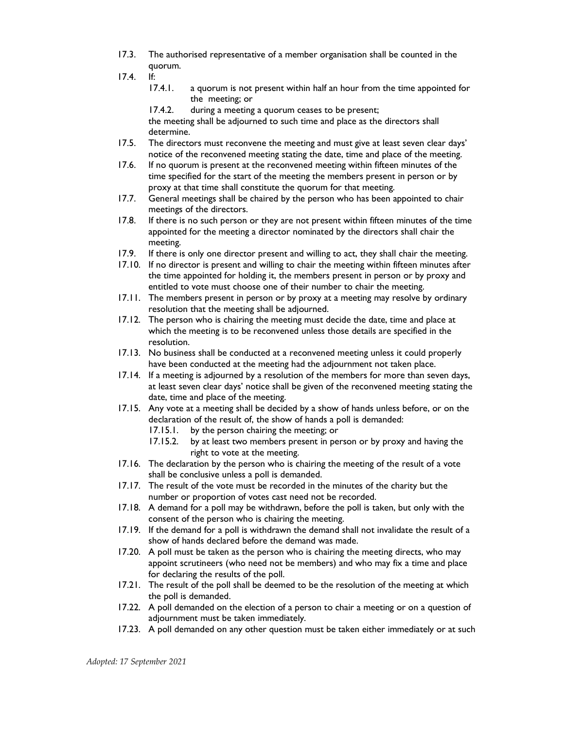17.3. The authorised representative of a member organisation shall be counted in the quorum.

17.4. If:

   17.4.1. a quorum is not present within half an hour from the time appointed for the meeting; or

   17.4.2. during a meeting a quorum ceases to be present;

   the meeting shall be adjourned to such time and place as the directors shall determine.

17.5. The directors must reconvene the meeting and must give at least seven clear days' notice of the reconvened meeting stating the date, time and place of the meeting.

17.6. If no quorum is present at the reconvened meeting within fifteen minutes of the time specified for the start of the meeting the members present in person or by proxy at that time shall constitute the quorum for that meeting.

17.7. General meetings shall be chaired by the person who has been appointed to chair meetings of the directors.

17.8. If there is no such person or they are not present within fifteen minutes of the time appointed for the meeting a director nominated by the directors shall chair the meeting.

17.9. If there is only one director present and willing to act, they shall chair the meeting.

17.10. If no director is present and willing to chair the meeting within fifteen minutes after the time appointed for holding it, the members present in person or by proxy and entitled to vote must choose one of their number to chair the meeting.

17.11. The members present in person or by proxy at a meeting may resolve by ordinary resolution that the meeting shall be adjourned.

17.12. The person who is chairing the meeting must decide the date, time and place at which the meeting is to be reconvened unless those details are specified in the resolution.

17.13. No business shall be conducted at a reconvened meeting unless it could properly have been conducted at the meeting had the adjournment not taken place.

17.14. If a meeting is adjourned by a resolution of the members for more than seven days, at least seven clear days' notice shall be given of the reconvened meeting stating the date, time and place of the meeting.

17.15. Any vote at a meeting shall be decided by a show of hands unless before, or on the declaration of the result of, the show of hands a poll is demanded:

   17.15.1. by the person chairing the meeting; or

   17.15.2. by at least two members present in person or by proxy and having the right to vote at the meeting.

17.16. The declaration by the person who is chairing the meeting of the result of a vote shall be conclusive unless a poll is demanded.

17.17. The result of the vote must be recorded in the minutes of the charity but the number or proportion of votes cast need not be recorded.

17.18. A demand for a poll may be withdrawn, before the poll is taken, but only with the consent of the person who is chairing the meeting.

17.19. If the demand for a poll is withdrawn the demand shall not invalidate the result of a show of hands declared before the demand was made.

17.20. A poll must be taken as the person who is chairing the meeting directs, who may appoint scrutineers (who need not be members) and who may fix a time and place for declaring the results of the poll.

17.21. The result of the poll shall be deemed to be the resolution of the meeting at which the poll is demanded.

17.22. A poll demanded on the election of a person to chair a meeting or on a question of adjournment must be taken immediately.

17.23. A poll demanded on any other question must be taken either immediately or at such

*Adopted: 17 September 2021*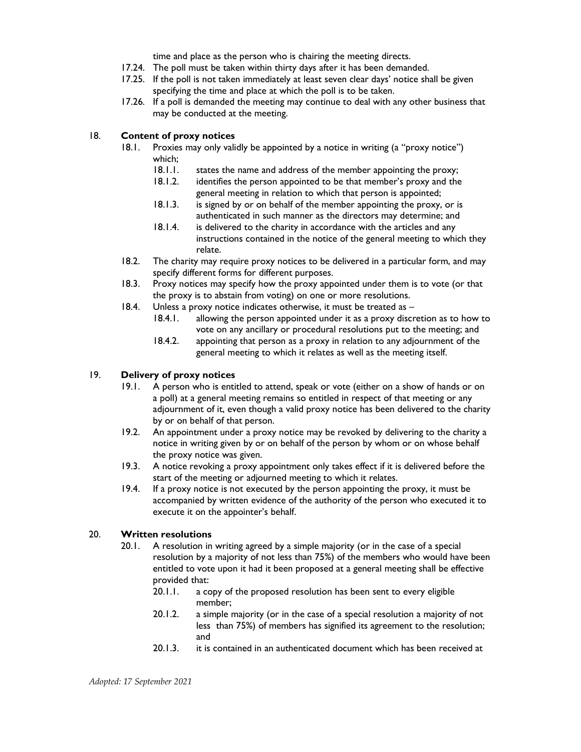time and place as the person who is chairing the meeting directs.

17.24. The poll must be taken within thirty days after it has been demanded.

17.25. If the poll is not taken immediately at least seven clear days' notice shall be given specifying the time and place at which the poll is to be taken.

17.26. If a poll is demanded the meeting may continue to deal with any other business that may be conducted at the meeting.

## 18. **Content of proxy notices**

18.1. Proxies may only validly be appointed by a notice in writing (a "proxy notice") which;

- 18.1.1. states the name and address of the member appointing the proxy;
- 18.1.2. identifies the person appointed to be that member's proxy and the general meeting in relation to which that person is appointed;
- 18.1.3. is signed by or on behalf of the member appointing the proxy, or is authenticated in such manner as the directors may determine; and
- 18.1.4. is delivered to the charity in accordance with the articles and any instructions contained in the notice of the general meeting to which they relate.

18.2. The charity may require proxy notices to be delivered in a particular form, and may specify different forms for different purposes.

18.3. Proxy notices may specify how the proxy appointed under them is to vote (or that the proxy is to abstain from voting) on one or more resolutions.

18.4. Unless a proxy notice indicates otherwise, it must be treated as –

- 18.4.1. allowing the person appointed under it as a proxy discretion as to how to vote on any ancillary or procedural resolutions put to the meeting; and
- 18.4.2. appointing that person as a proxy in relation to any adjournment of the general meeting to which it relates as well as the meeting itself.

## 19. **Delivery of proxy notices**

19.1. A person who is entitled to attend, speak or vote (either on a show of hands or on a poll) at a general meeting remains so entitled in respect of that meeting or any adjournment of it, even though a valid proxy notice has been delivered to the charity by or on behalf of that person.

19.2. An appointment under a proxy notice may be revoked by delivering to the charity a notice in writing given by or on behalf of the person by whom or on whose behalf the proxy notice was given.

19.3. A notice revoking a proxy appointment only takes effect if it is delivered before the start of the meeting or adjourned meeting to which it relates.

19.4. If a proxy notice is not executed by the person appointing the proxy, it must be accompanied by written evidence of the authority of the person who executed it to execute it on the appointer's behalf.

## 20. **Written resolutions**

20.1. A resolution in writing agreed by a simple majority (or in the case of a special resolution by a majority of not less than 75%) of the members who would have been entitled to vote upon it had it been proposed at a general meeting shall be effective provided that:

- 20.1.1. a copy of the proposed resolution has been sent to every eligible member;
- 20.1.2. a simple majority (or in the case of a special resolution a majority of not less than 75%) of members has signified its agreement to the resolution; and
- 20.1.3. it is contained in an authenticated document which has been received at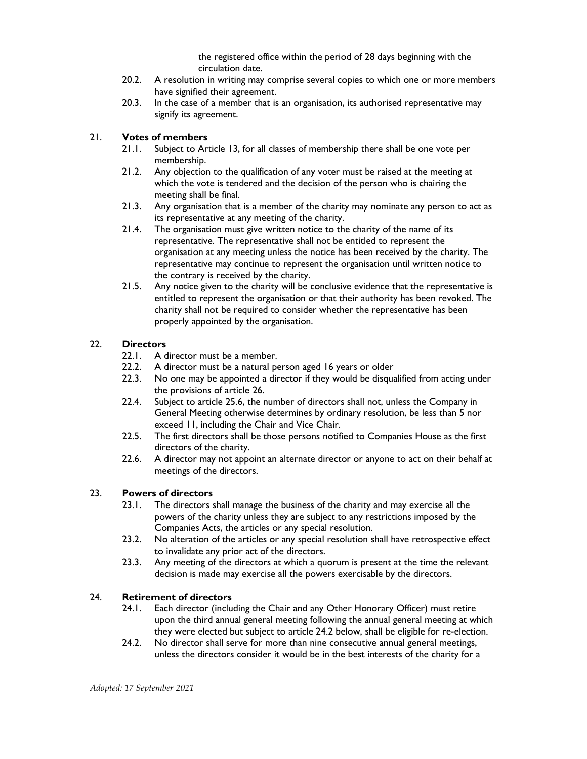the registered office within the period of 28 days beginning with the circulation date.

20.2. A resolution in writing may comprise several copies to which one or more members have signified their agreement.

20.3. In the case of a member that is an organisation, its authorised representative may signify its agreement.

21. **Votes of members**

21.1. Subject to Article 13, for all classes of membership there shall be one vote per membership.

21.2. Any objection to the qualification of any voter must be raised at the meeting at which the vote is tendered and the decision of the person who is chairing the meeting shall be final.

21.3. Any organisation that is a member of the charity may nominate any person to act as its representative at any meeting of the charity.

21.4. The organisation must give written notice to the charity of the name of its representative. The representative shall not be entitled to represent the organisation at any meeting unless the notice has been received by the charity. The representative may continue to represent the organisation until written notice to the contrary is received by the charity.

21.5. Any notice given to the charity will be conclusive evidence that the representative is entitled to represent the organisation or that their authority has been revoked. The charity shall not be required to consider whether the representative has been properly appointed by the organisation.

22. **Directors**

22.1. A director must be a member.

22.2. A director must be a natural person aged 16 years or older

22.3. No one may be appointed a director if they would be disqualified from acting under the provisions of article 26.

22.4. Subject to article 25.6, the number of directors shall not, unless the Company in General Meeting otherwise determines by ordinary resolution, be less than 5 nor exceed 11, including the Chair and Vice Chair.

22.5. The first directors shall be those persons notified to Companies House as the first directors of the charity.

22.6. A director may not appoint an alternate director or anyone to act on their behalf at meetings of the directors.

23. **Powers of directors**

23.1. The directors shall manage the business of the charity and may exercise all the powers of the charity unless they are subject to any restrictions imposed by the Companies Acts, the articles or any special resolution.

23.2. No alteration of the articles or any special resolution shall have retrospective effect to invalidate any prior act of the directors.

23.3. Any meeting of the directors at which a quorum is present at the time the relevant decision is made may exercise all the powers exercisable by the directors.

24. **Retirement of directors**

24.1. Each director (including the Chair and any Other Honorary Officer) must retire upon the third annual general meeting following the annual general meeting at which they were elected but subject to article 24.2 below, shall be eligible for re-election.

24.2. No director shall serve for more than nine consecutive annual general meetings, unless the directors consider it would be in the best interests of the charity for a

*Adopted: 17 September 2021*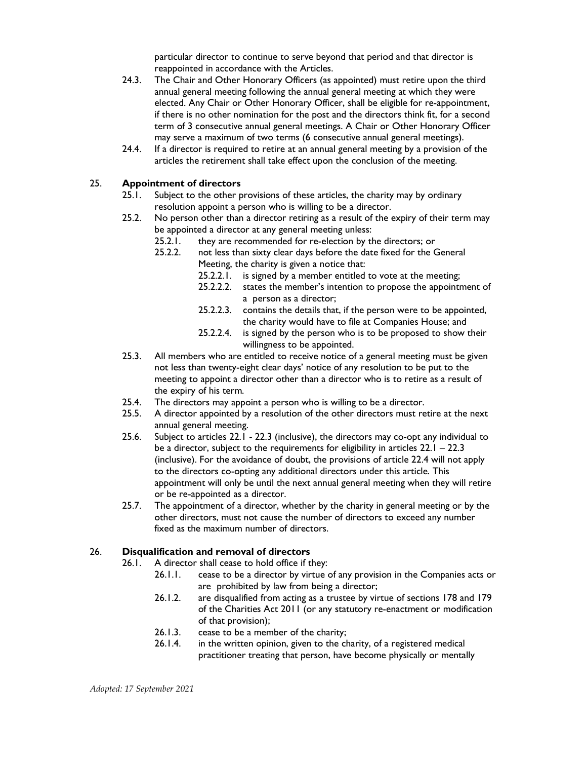particular director to continue to serve beyond that period and that director is reappointed in accordance with the Articles.

24.3. The Chair and Other Honorary Officers (as appointed) must retire upon the third annual general meeting following the annual general meeting at which they were elected. Any Chair or Other Honorary Officer, shall be eligible for re-appointment, if there is no other nomination for the post and the directors think fit, for a second term of 3 consecutive annual general meetings. A Chair or Other Honorary Officer may serve a maximum of two terms (6 consecutive annual general meetings).

24.4. If a director is required to retire at an annual general meeting by a provision of the articles the retirement shall take effect upon the conclusion of the meeting.

## 25. **Appointment of directors**

25.1. Subject to the other provisions of these articles, the charity may by ordinary resolution appoint a person who is willing to be a director.

25.2. No person other than a director retiring as a result of the expiry of their term may be appointed a director at any general meeting unless:

- 25.2.1. they are recommended for re-election by the directors; or
- 25.2.2. not less than sixty clear days before the date fixed for the General Meeting, the charity is given a notice that:
  - 25.2.2.1. is signed by a member entitled to vote at the meeting;
  - 25.2.2.2. states the member's intention to propose the appointment of a person as a director;
  - 25.2.2.3. contains the details that, if the person were to be appointed, the charity would have to file at Companies House; and
  - 25.2.2.4. is signed by the person who is to be proposed to show their willingness to be appointed.

25.3. All members who are entitled to receive notice of a general meeting must be given not less than twenty-eight clear days' notice of any resolution to be put to the meeting to appoint a director other than a director who is to retire as a result of the expiry of his term.

25.4. The directors may appoint a person who is willing to be a director.

25.5. A director appointed by a resolution of the other directors must retire at the next annual general meeting.

25.6. Subject to articles 22.1 - 22.3 (inclusive), the directors may co-opt any individual to be a director, subject to the requirements for eligibility in articles 22.1 – 22.3 (inclusive). For the avoidance of doubt, the provisions of article 22.4 will not apply to the directors co-opting any additional directors under this article. This appointment will only be until the next annual general meeting when they will retire or be re-appointed as a director.

25.7. The appointment of a director, whether by the charity in general meeting or by the other directors, must not cause the number of directors to exceed any number fixed as the maximum number of directors.

## 26. **Disqualification and removal of directors**

26.1. A director shall cease to hold office if they:

- 26.1.1. cease to be a director by virtue of any provision in the Companies acts or are prohibited by law from being a director;
- 26.1.2. are disqualified from acting as a trustee by virtue of sections 178 and 179 of the Charities Act 2011 (or any statutory re-enactment or modification of that provision);
- 26.1.3. cease to be a member of the charity;
- 26.1.4. in the written opinion, given to the charity, of a registered medical practitioner treating that person, have become physically or mentally

*Adopted: 17 September 2021*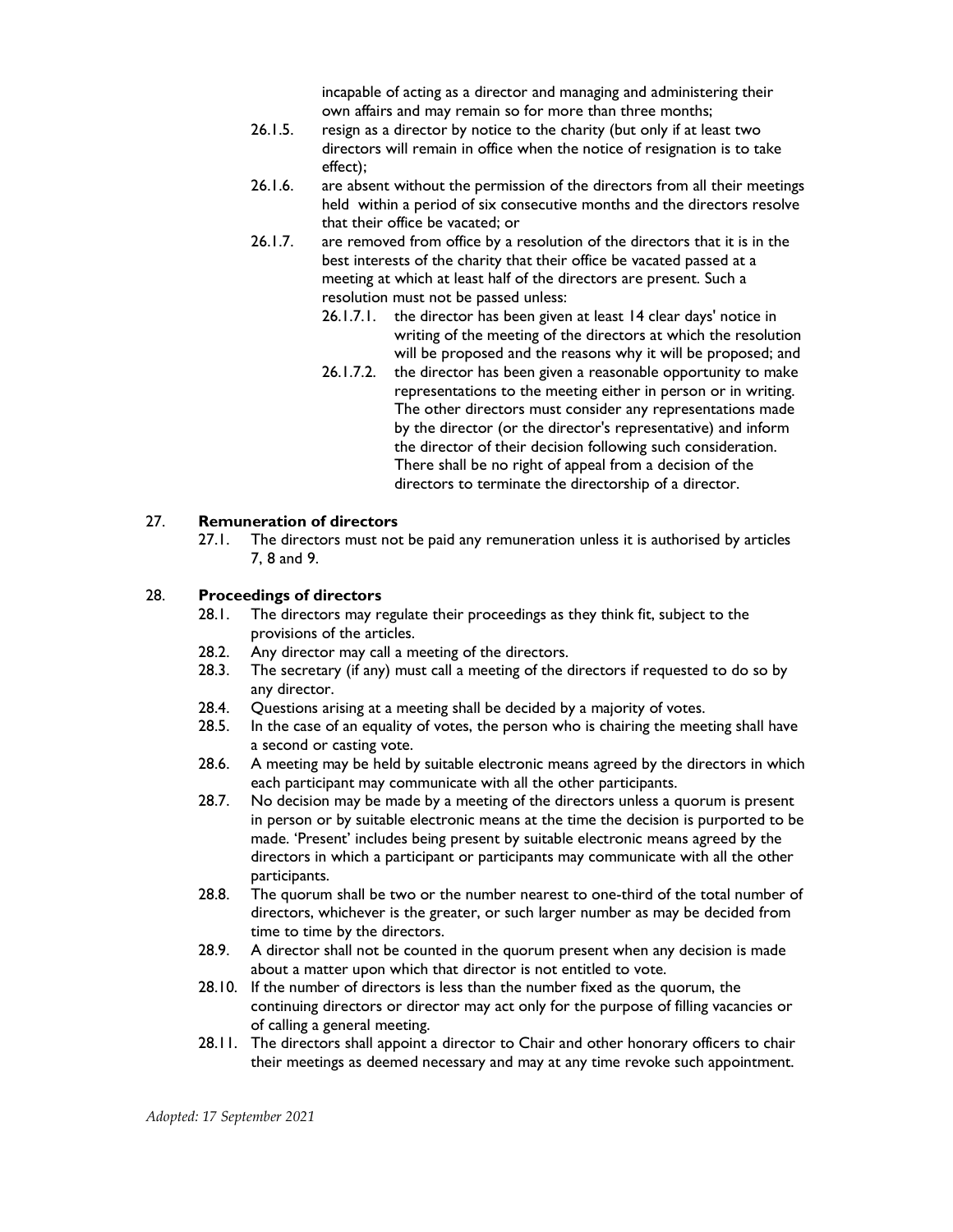incapable of acting as a director and managing and administering their own affairs and may remain so for more than three months;

- 26.1.5. resign as a director by notice to the charity (but only if at least two directors will remain in office when the notice of resignation is to take effect);
- 26.1.6. are absent without the permission of the directors from all their meetings held within a period of six consecutive months and the directors resolve that their office be vacated; or
- 26.1.7. are removed from office by a resolution of the directors that it is in the best interests of the charity that their office be vacated passed at a meeting at which at least half of the directors are present. Such a resolution must not be passed unless:
  - 26.1.7.1. the director has been given at least 14 clear days' notice in writing of the meeting of the directors at which the resolution will be proposed and the reasons why it will be proposed; and
  - 26.1.7.2. the director has been given a reasonable opportunity to make representations to the meeting either in person or in writing. The other directors must consider any representations made by the director (or the director's representative) and inform the director of their decision following such consideration. There shall be no right of appeal from a decision of the directors to terminate the directorship of a director.

## 27. **Remuneration of directors**

- 27.1. The directors must not be paid any remuneration unless it is authorised by articles 7, 8 and 9.

## 28. **Proceedings of directors**

- 28.1. The directors may regulate their proceedings as they think fit, subject to the provisions of the articles.
- 28.2. Any director may call a meeting of the directors.
- 28.3. The secretary (if any) must call a meeting of the directors if requested to do so by any director.
- 28.4. Questions arising at a meeting shall be decided by a majority of votes.
- 28.5. In the case of an equality of votes, the person who is chairing the meeting shall have a second or casting vote.
- 28.6. A meeting may be held by suitable electronic means agreed by the directors in which each participant may communicate with all the other participants.
- 28.7. No decision may be made by a meeting of the directors unless a quorum is present in person or by suitable electronic means at the time the decision is purported to be made. 'Present' includes being present by suitable electronic means agreed by the directors in which a participant or participants may communicate with all the other participants.
- 28.8. The quorum shall be two or the number nearest to one-third of the total number of directors, whichever is the greater, or such larger number as may be decided from time to time by the directors.
- 28.9. A director shall not be counted in the quorum present when any decision is made about a matter upon which that director is not entitled to vote.
- 28.10. If the number of directors is less than the number fixed as the quorum, the continuing directors or director may act only for the purpose of filling vacancies or of calling a general meeting.
- 28.11. The directors shall appoint a director to Chair and other honorary officers to chair their meetings as deemed necessary and may at any time revoke such appointment.

*Adopted: 17 September 2021*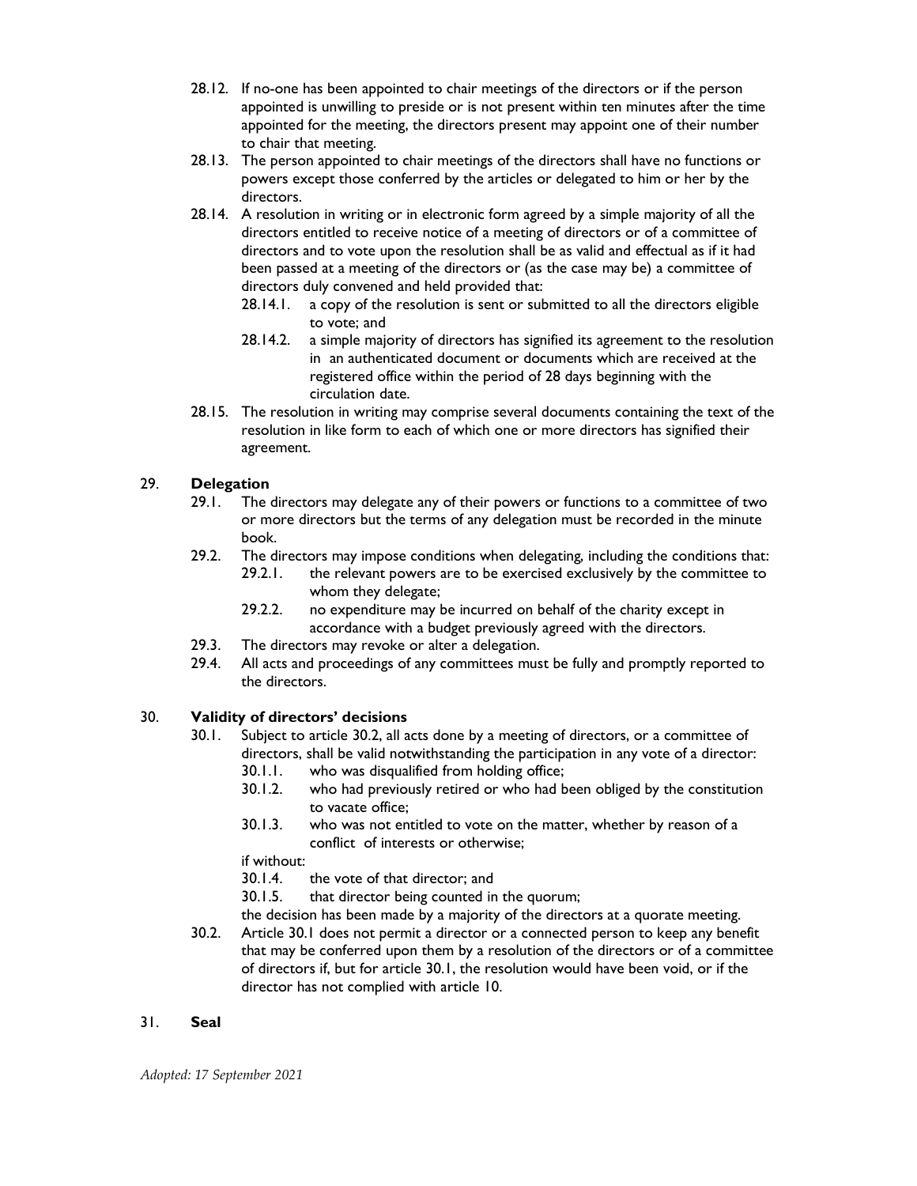28.12. If no-one has been appointed to chair meetings of the directors or if the person appointed is unwilling to preside or is not present within ten minutes after the time appointed for the meeting, the directors present may appoint one of their number to chair that meeting.

28.13. The person appointed to chair meetings of the directors shall have no functions or powers except those conferred by the articles or delegated to him or her by the directors.

28.14. A resolution in writing or in electronic form agreed by a simple majority of all the directors entitled to receive notice of a meeting of directors or of a committee of directors and to vote upon the resolution shall be as valid and effectual as if it had been passed at a meeting of the directors or (as the case may be) a committee of directors duly convened and held provided that:

- 28.14.1. a copy of the resolution is sent or submitted to all the directors eligible to vote; and
- 28.14.2. a simple majority of directors has signified its agreement to the resolution in an authenticated document or documents which are received at the registered office within the period of 28 days beginning with the circulation date.

28.15. The resolution in writing may comprise several documents containing the text of the resolution in like form to each of which one or more directors has signified their agreement.

## 29. **Delegation**

29.1. The directors may delegate any of their powers or functions to a committee of two or more directors but the terms of any delegation must be recorded in the minute book.

29.2. The directors may impose conditions when delegating, including the conditions that:

- 29.2.1. the relevant powers are to be exercised exclusively by the committee to whom they delegate;
- 29.2.2. no expenditure may be incurred on behalf of the charity except in accordance with a budget previously agreed with the directors.

29.3. The directors may revoke or alter a delegation.

29.4. All acts and proceedings of any committees must be fully and promptly reported to the directors.

## 30. **Validity of directors' decisions**

30.1. Subject to article 30.2, all acts done by a meeting of directors, or a committee of directors, shall be valid notwithstanding the participation in any vote of a director:

- 30.1.1. who was disqualified from holding office;
- 30.1.2. who had previously retired or who had been obliged by the constitution to vacate office;
- 30.1.3. who was not entitled to vote on the matter, whether by reason of a conflict of interests or otherwise;

if without:

- 30.1.4. the vote of that director; and
- 30.1.5. that director being counted in the quorum;

the decision has been made by a majority of the directors at a quorate meeting.

30.2. Article 30.1 does not permit a director or a connected person to keep any benefit that may be conferred upon them by a resolution of the directors or of a committee of directors if, but for article 30.1, the resolution would have been void, or if the director has not complied with article 10.

## 31. **Seal**

*Adopted: 17 September 2021*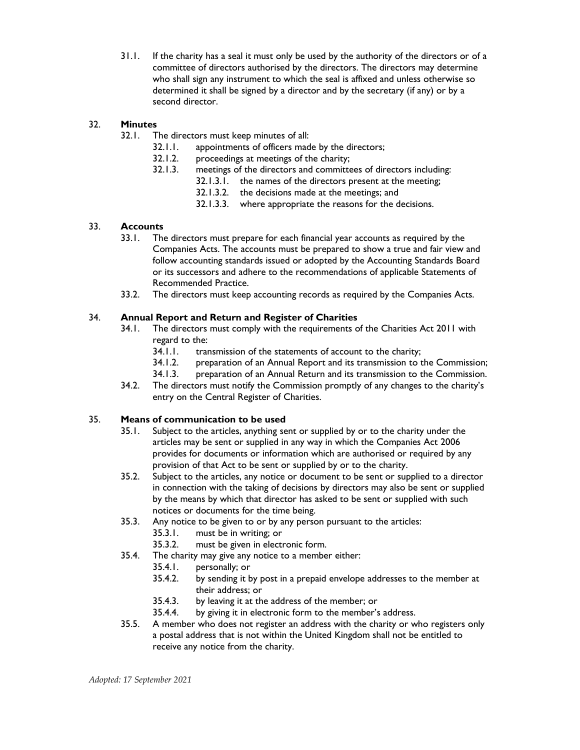31.1. If the charity has a seal it must only be used by the authority of the directors or of a committee of directors authorised by the directors. The directors may determine who shall sign any instrument to which the seal is affixed and unless otherwise so determined it shall be signed by a director and by the secretary (if any) or by a second director.

32. **Minutes**

32.1. The directors must keep minutes of all:

32.1.1. appointments of officers made by the directors;

32.1.2. proceedings at meetings of the charity;

32.1.3. meetings of the directors and committees of directors including:

32.1.3.1. the names of the directors present at the meeting;

32.1.3.2. the decisions made at the meetings; and

32.1.3.3. where appropriate the reasons for the decisions.

33. **Accounts**

33.1. The directors must prepare for each financial year accounts as required by the Companies Acts. The accounts must be prepared to show a true and fair view and follow accounting standards issued or adopted by the Accounting Standards Board or its successors and adhere to the recommendations of applicable Statements of Recommended Practice.

33.2. The directors must keep accounting records as required by the Companies Acts.

34. **Annual Report and Return and Register of Charities**

34.1. The directors must comply with the requirements of the Charities Act 2011 with regard to the:

34.1.1. transmission of the statements of account to the charity;

34.1.2. preparation of an Annual Report and its transmission to the Commission;

34.1.3. preparation of an Annual Return and its transmission to the Commission.

34.2. The directors must notify the Commission promptly of any changes to the charity's entry on the Central Register of Charities.

35. **Means of communication to be used**

35.1. Subject to the articles, anything sent or supplied by or to the charity under the articles may be sent or supplied in any way in which the Companies Act 2006 provides for documents or information which are authorised or required by any provision of that Act to be sent or supplied by or to the charity.

35.2. Subject to the articles, any notice or document to be sent or supplied to a director in connection with the taking of decisions by directors may also be sent or supplied by the means by which that director has asked to be sent or supplied with such notices or documents for the time being.

35.3. Any notice to be given to or by any person pursuant to the articles:

35.3.1. must be in writing; or

35.3.2. must be given in electronic form.

35.4. The charity may give any notice to a member either:

35.4.1. personally; or

35.4.2. by sending it by post in a prepaid envelope addresses to the member at their address; or

35.4.3. by leaving it at the address of the member; or

35.4.4. by giving it in electronic form to the member's address.

35.5. A member who does not register an address with the charity or who registers only a postal address that is not within the United Kingdom shall not be entitled to receive any notice from the charity.

*Adopted: 17 September 2021*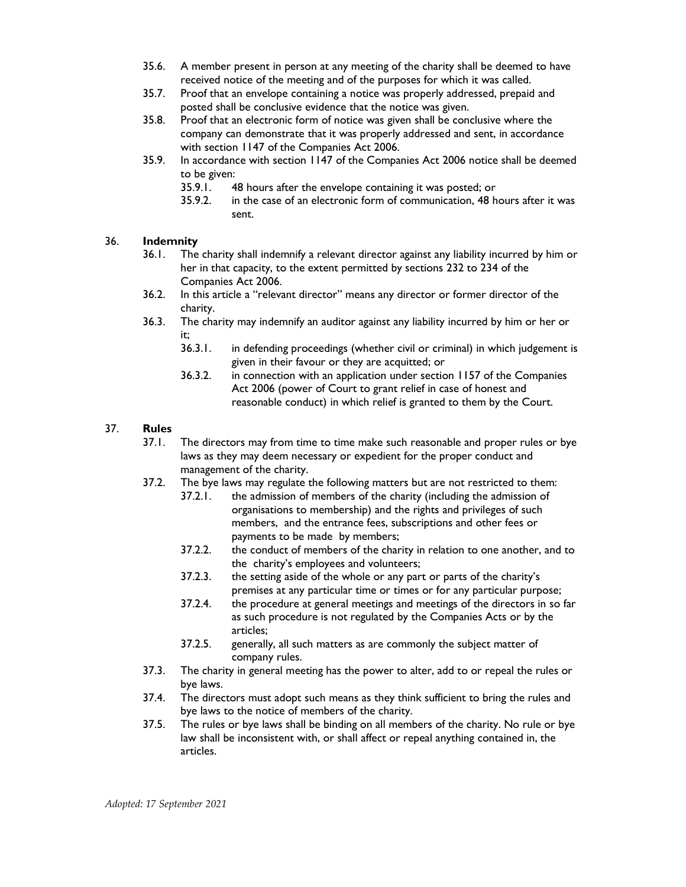35.6. A member present in person at any meeting of the charity shall be deemed to have received notice of the meeting and of the purposes for which it was called.

35.7. Proof that an envelope containing a notice was properly addressed, prepaid and posted shall be conclusive evidence that the notice was given.

35.8. Proof that an electronic form of notice was given shall be conclusive where the company can demonstrate that it was properly addressed and sent, in accordance with section 1147 of the Companies Act 2006.

35.9. In accordance with section 1147 of the Companies Act 2006 notice shall be deemed to be given:

  35.9.1. 48 hours after the envelope containing it was posted; or

  35.9.2. in the case of an electronic form of communication, 48 hours after it was sent.

36. **Indemnity**

36.1. The charity shall indemnify a relevant director against any liability incurred by him or her in that capacity, to the extent permitted by sections 232 to 234 of the Companies Act 2006.

36.2. In this article a "relevant director" means any director or former director of the charity.

36.3. The charity may indemnify an auditor against any liability incurred by him or her or it;

  36.3.1. in defending proceedings (whether civil or criminal) in which judgement is given in their favour or they are acquitted; or

  36.3.2. in connection with an application under section 1157 of the Companies Act 2006 (power of Court to grant relief in case of honest and reasonable conduct) in which relief is granted to them by the Court.

37. **Rules**

37.1. The directors may from time to time make such reasonable and proper rules or bye laws as they may deem necessary or expedient for the proper conduct and management of the charity.

37.2. The bye laws may regulate the following matters but are not restricted to them:

  37.2.1. the admission of members of the charity (including the admission of organisations to membership) and the rights and privileges of such members, and the entrance fees, subscriptions and other fees or payments to be made by members;

  37.2.2. the conduct of members of the charity in relation to one another, and to the charity's employees and volunteers;

  37.2.3. the setting aside of the whole or any part or parts of the charity's premises at any particular time or times or for any particular purpose;

  37.2.4. the procedure at general meetings and meetings of the directors in so far as such procedure is not regulated by the Companies Acts or by the articles;

  37.2.5. generally, all such matters as are commonly the subject matter of company rules.

37.3. The charity in general meeting has the power to alter, add to or repeal the rules or bye laws.

37.4. The directors must adopt such means as they think sufficient to bring the rules and bye laws to the notice of members of the charity.

37.5. The rules or bye laws shall be binding on all members of the charity. No rule or bye law shall be inconsistent with, or shall affect or repeal anything contained in, the articles.

*Adopted: 17 September 2021*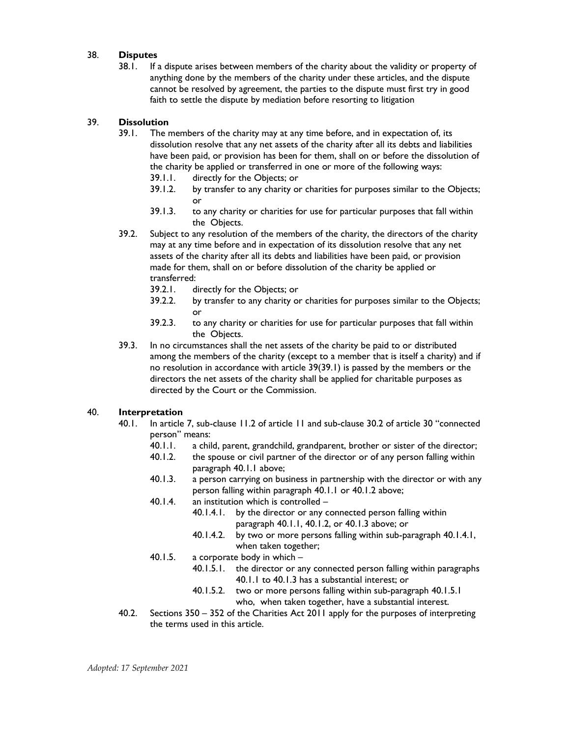## 38. **Disputes**

38.1. If a dispute arises between members of the charity about the validity or property of anything done by the members of the charity under these articles, and the dispute cannot be resolved by agreement, the parties to the dispute must first try in good faith to settle the dispute by mediation before resorting to litigation

## 39. **Dissolution**

39.1. The members of the charity may at any time before, and in expectation of, its dissolution resolve that any net assets of the charity after all its debts and liabilities have been paid, or provision has been for them, shall on or before the dissolution of the charity be applied or transferred in one or more of the following ways:

- 39.1.1. directly for the Objects; or
- 39.1.2. by transfer to any charity or charities for purposes similar to the Objects; or
- 39.1.3. to any charity or charities for use for particular purposes that fall within the Objects.

39.2. Subject to any resolution of the members of the charity, the directors of the charity may at any time before and in expectation of its dissolution resolve that any net assets of the charity after all its debts and liabilities have been paid, or provision made for them, shall on or before dissolution of the charity be applied or transferred:

- 39.2.1. directly for the Objects; or
- 39.2.2. by transfer to any charity or charities for purposes similar to the Objects; or
- 39.2.3. to any charity or charities for use for particular purposes that fall within the Objects.

39.3. In no circumstances shall the net assets of the charity be paid to or distributed among the members of the charity (except to a member that is itself a charity) and if no resolution in accordance with article 39(39.1) is passed by the members or the directors the net assets of the charity shall be applied for charitable purposes as directed by the Court or the Commission.

## 40. **Interpretation**

40.1. In article 7, sub-clause 11.2 of article 11 and sub-clause 30.2 of article 30 "connected person" means:

- 40.1.1. a child, parent, grandchild, grandparent, brother or sister of the director;
- 40.1.2. the spouse or civil partner of the director or of any person falling within paragraph 40.1.1 above;
- 40.1.3. a person carrying on business in partnership with the director or with any person falling within paragraph 40.1.1 or 40.1.2 above;
- 40.1.4. an institution which is controlled –
  - 40.1.4.1. by the director or any connected person falling within paragraph 40.1.1, 40.1.2, or 40.1.3 above; or
  - 40.1.4.2. by two or more persons falling within sub-paragraph 40.1.4.1, when taken together;
- 40.1.5. a corporate body in which –
  - 40.1.5.1. the director or any connected person falling within paragraphs 40.1.1 to 40.1.3 has a substantial interest; or
  - 40.1.5.2. two or more persons falling within sub-paragraph 40.1.5.1 who, when taken together, have a substantial interest.

40.2. Sections 350 – 352 of the Charities Act 2011 apply for the purposes of interpreting the terms used in this article.

*Adopted: 17 September 2021*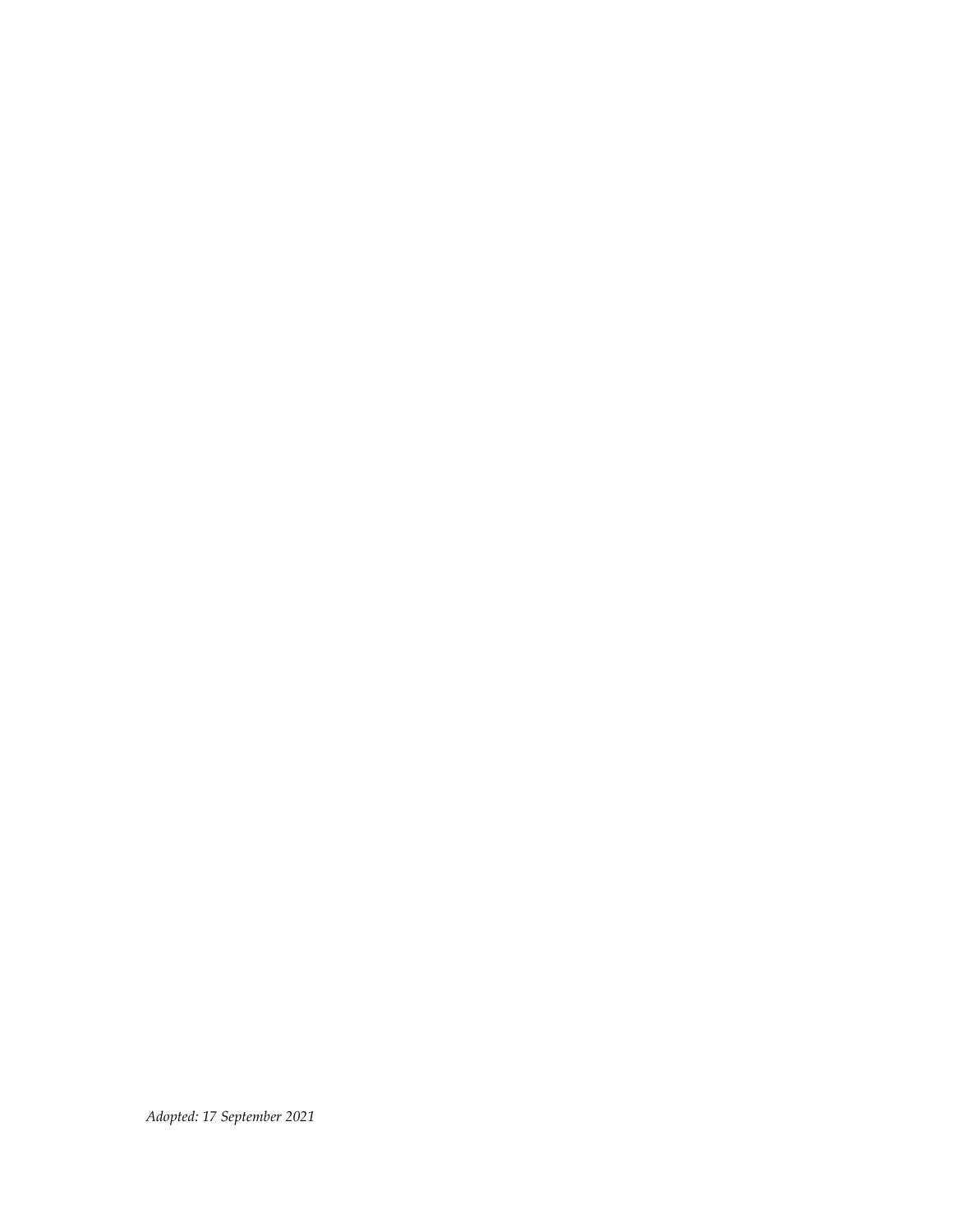*Adopted: 17 September 2021*